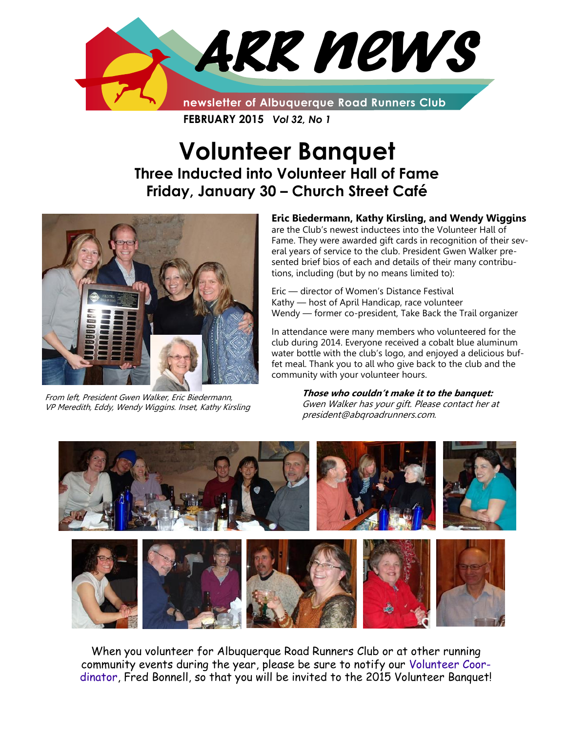# ARR news

newsletter of Albuquerque Road Runners Club

**FEBRUARY 2015** *Vol 32, No 1*

# Volunteer Banquet

## Three Inducted into Volunteer Hall of Fame
## Friday, January 30 – Church Street Café

*From left, President Gwen Walker, Eric Biedermann, VP Meredith, Eddy, Wendy Wiggins. Inset, Kathy Kirsling*

**Eric Biedermann, Kathy Kirsling, and Wendy Wiggins** are the Club's newest inductees into the Volunteer Hall of Fame. They were awarded gift cards in recognition of their several years of service to the club. President Gwen Walker presented brief bios of each and details of their many contributions, including (but by no means limited to):

Eric — director of Women's Distance Festival
Kathy — host of April Handicap, race volunteer
Wendy — former co-president, Take Back the Trail organizer

In attendance were many members who volunteered for the club during 2014. Everyone received a cobalt blue aluminum water bottle with the club's logo, and enjoyed a delicious buffet meal. Thank you to all who give back to the club and the community with your volunteer hours.

***Those who couldn't make it to the banquet:*** *Gwen Walker has your gift. Please contact her at president@abqroadrunners.com.*

When you volunteer for Albuquerque Road Runners Club or at other running community events during the year, please be sure to notify our Volunteer Coordinator, Fred Bonnell, so that you will be invited to the 2015 Volunteer Banquet!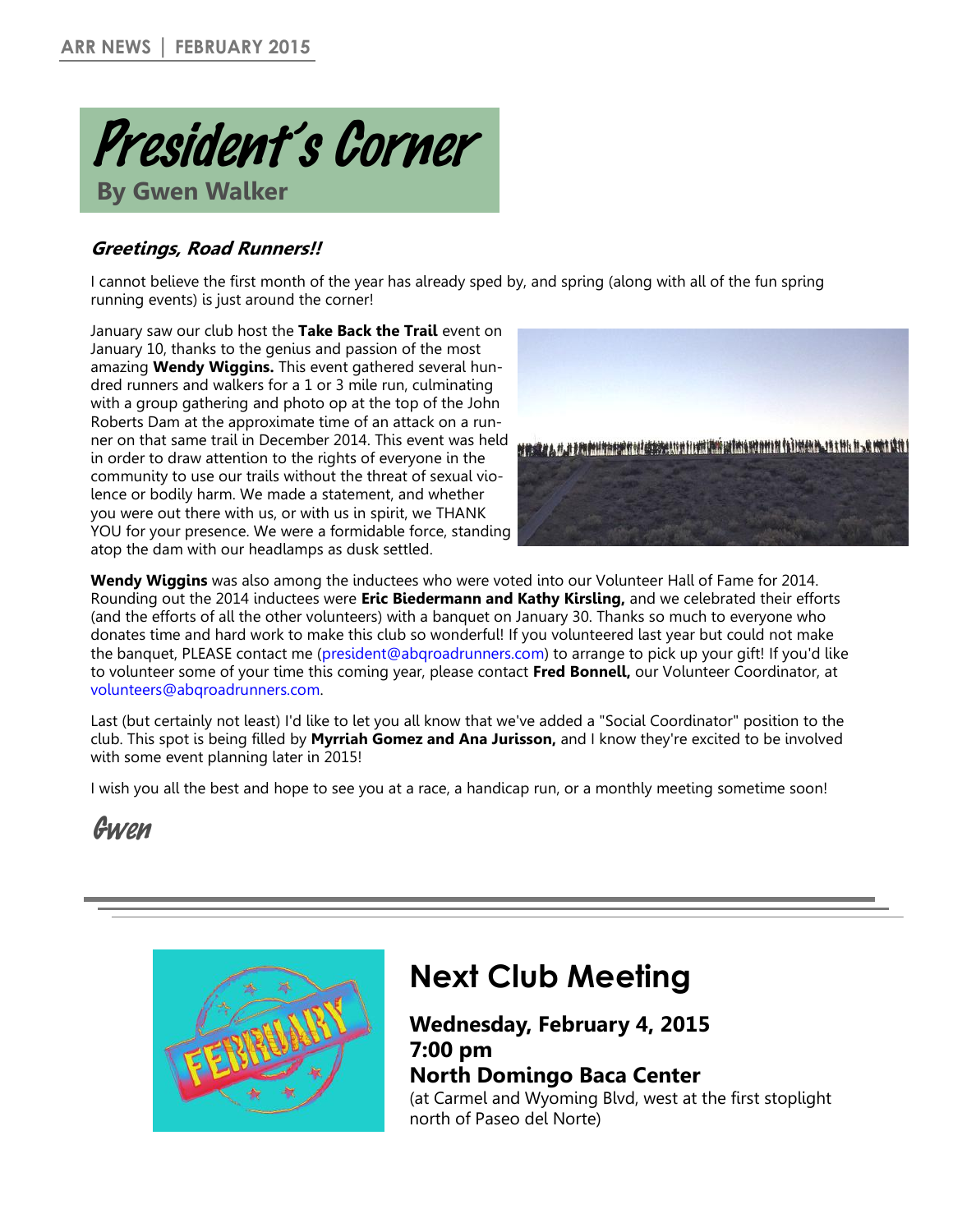# President's Corner

**By Gwen Walker**

### *Greetings, Road Runners!!*

I cannot believe the first month of the year has already sped by, and spring (along with all of the fun spring running events) is just around the corner!

January saw our club host the **Take Back the Trail** event on January 10, thanks to the genius and passion of the most amazing **Wendy Wiggins.** This event gathered several hundred runners and walkers for a 1 or 3 mile run, culminating with a group gathering and photo op at the top of the John Roberts Dam at the approximate time of an attack on a runner on that same trail in December 2014. This event was held in order to draw attention to the rights of everyone in the community to use our trails without the threat of sexual violence or bodily harm. We made a statement, and whether you were out there with us, or with us in spirit, we THANK YOU for your presence. We were a formidable force, standing atop the dam with our headlamps as dusk settled.

**Wendy Wiggins** was also among the inductees who were voted into our Volunteer Hall of Fame for 2014. Rounding out the 2014 inductees were **Eric Biedermann and Kathy Kirsling,** and we celebrated their efforts (and the efforts of all the other volunteers) with a banquet on January 30. Thanks so much to everyone who donates time and hard work to make this club so wonderful! If you volunteered last year but could not make the banquet, PLEASE contact me (president@abqroadrunners.com) to arrange to pick up your gift! If you'd like to volunteer some of your time this coming year, please contact **Fred Bonnell,** our Volunteer Coordinator, at volunteers@abqroadrunners.com.

Last (but certainly not least) I'd like to let you all know that we've added a "Social Coordinator" position to the club. This spot is being filled by **Myrriah Gomez and Ana Jurisson,** and I know they're excited to be involved with some event planning later in 2015!

I wish you all the best and hope to see you at a race, a handicap run, or a monthly meeting sometime soon!

Gwen

---

# Next Club Meeting

**Wednesday, February 4, 2015**
**7:00 pm**
**North Domingo Baca Center**

(at Carmel and Wyoming Blvd, west at the first stoplight north of Paseo del Norte)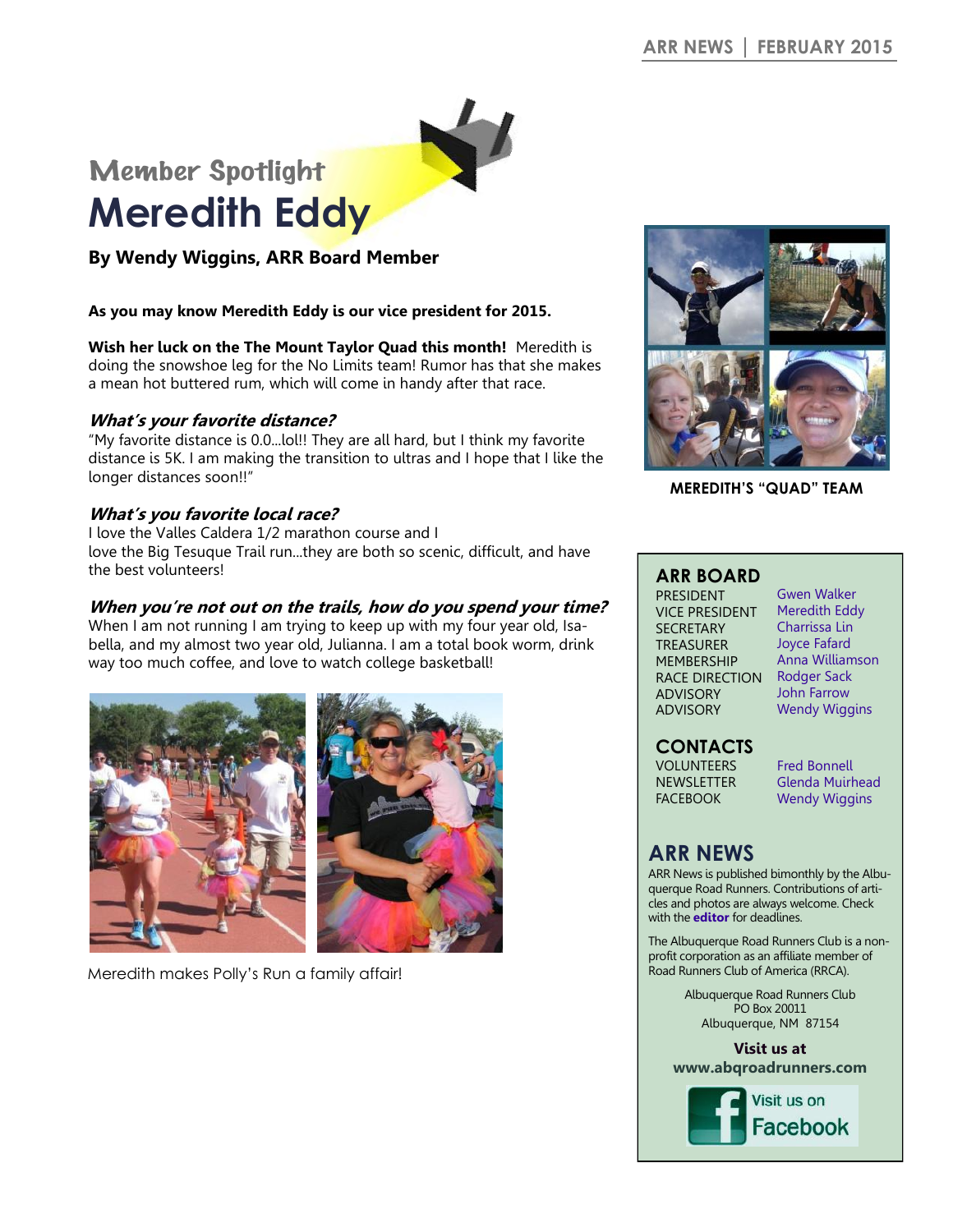## Member Spotlight

# Meredith Eddy

**By Wendy Wiggins, ARR Board Member**

**As you may know Meredith Eddy is our vice president for 2015.**

**Wish her luck on the The Mount Taylor Quad this month!** Meredith is doing the snowshoe leg for the No Limits team! Rumor has that she makes a mean hot buttered rum, which will come in handy after that race.

### *What's your favorite distance?*

"My favorite distance is 0.0...lol!! They are all hard, but I think my favorite distance is 5K. I am making the transition to ultras and I hope that I like the longer distances soon!!"

### *What's you favorite local race?*

I love the Valles Caldera 1/2 marathon course and I love the Big Tesuque Trail run...they are both so scenic, difficult, and have the best volunteers!

### *When you're not out on the trails, how do you spend your time?*

When I am not running I am trying to keep up with my four year old, Isabella, and my almost two year old, Julianna. I am a total book worm, drink way too much coffee, and love to watch college basketball!

Meredith makes Polly's Run a family affair!

**MEREDITH'S "QUAD" TEAM**

## ARR BOARD

| | |
|---|---|
| PRESIDENT | Gwen Walker |
| VICE PRESIDENT | Meredith Eddy |
| SECRETARY | Charrissa Lin |
| TREASURER | Joyce Fafard |
| MEMBERSHIP | Anna Williamson |
| RACE DIRECTION | Rodger Sack |
| ADVISORY | John Farrow |
| ADVISORY | Wendy Wiggins |

## CONTACTS

| | |
|---|---|
| VOLUNTEERS | Fred Bonnell |
| NEWSLETTER | Glenda Muirhead |
| FACEBOOK | Wendy Wiggins |

## ARR NEWS

ARR News is published bimonthly by the Albuquerque Road Runners. Contributions of articles and photos are always welcome. Check with the **editor** for deadlines.

The Albuquerque Road Runners Club is a non-profit corporation as an affiliate member of Road Runners Club of America (RRCA).

Albuquerque Road Runners Club
PO Box 20011
Albuquerque, NM 87154

**Visit us at**
**www.abqroadrunners.com**

Visit us on Facebook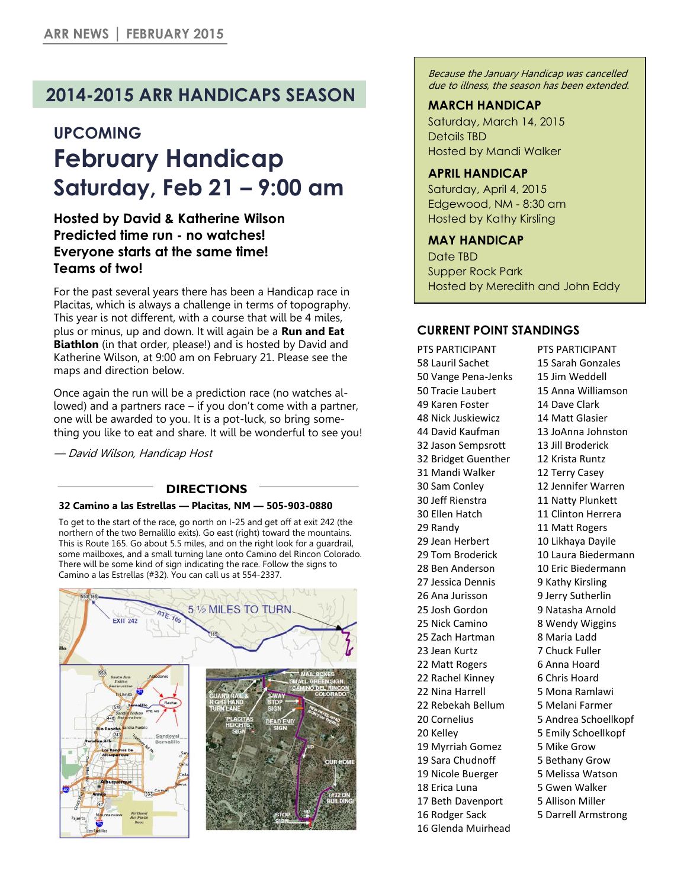# 2014-2015 ARR HANDICAPS SEASON

## UPCOMING

# February Handicap
# Saturday, Feb 21 – 9:00 am

**Hosted by David & Katherine Wilson**
**Predicted time run - no watches!**
**Everyone starts at the same time!**
**Teams of two!**

For the past several years there has been a Handicap race in Placitas, which is always a challenge in terms of topography. This year is not different, with a course that will be 4 miles, plus or minus, up and down. It will again be a **Run and Eat Biathlon** (in that order, please!) and is hosted by David and Katherine Wilson, at 9:00 am on February 21. Please see the maps and direction below.

Once again the run will be a prediction race (no watches allowed) and a partners race – if you don't come with a partner, one will be awarded to you. It is a pot-luck, so bring something you like to eat and share. It will be wonderful to see you!

*— David Wilson, Handicap Host*

### DIRECTIONS

**32 Camino a las Estrellas — Placitas, NM — 505-903-0880**

To get to the start of the race, go north on I-25 and get off at exit 242 (the northern of the two Bernalillo exits). Go east (right) toward the mountains. This is Route 165. Go about 5.5 miles, and on the right look for a guardrail, some mailboxes, and a small turning lane onto Camino del Rincon Colorado. There will be some kind of sign indicating the race. Follow the signs to Camino a las Estrellas (#32). You can call us at 554-2337.

*Because the January Handicap was cancelled due to illness, the season has been extended.*

**MARCH HANDICAP**
Saturday, March 14, 2015
Details TBD
Hosted by Mandi Walker

**APRIL HANDICAP**
Saturday, April 4, 2015
Edgewood, NM - 8:30 am
Hosted by Kathy Kirsling

**MAY HANDICAP**
Date TBD
Supper Rock Park
Hosted by Meredith and John Eddy

## CURRENT POINT STANDINGS

| PTS | PARTICIPANT |
|---|---|
| 58 | Lauril Sachet |
| 50 | Vange Pena-Jenks |
| 50 | Tracie Laubert |
| 49 | Karen Foster |
| 48 | Nick Juskiewicz |
| 44 | David Kaufman |
| 32 | Jason Sempsrott |
| 32 | Bridget Guenther |
| 31 | Mandi Walker |
| 30 | Sam Conley |
| 30 | Jeff Rienstra |
| 30 | Ellen Hatch |
| 29 | Randy |
| 29 | Jean Herbert |
| 29 | Tom Broderick |
| 28 | Ben Anderson |
| 27 | Jessica Dennis |
| 26 | Ana Jurisson |
| 25 | Josh Gordon |
| 25 | Nick Camino |
| 25 | Zach Hartman |
| 23 | Jean Kurtz |
| 22 | Matt Rogers |
| 22 | Rachel Kinney |
| 22 | Nina Harrell |
| 22 | Rebekah Bellum |
| 20 | Cornelius |
| 20 | Kelley |
| 19 | Myrriah Gomez |
| 19 | Sara Chudnoff |
| 19 | Nicole Buerger |
| 18 | Erica Luna |
| 17 | Beth Davenport |
| 16 | Rodger Sack |
| 16 | Glenda Muirhead |
| 15 | Sarah Gonzales |
| 15 | Jim Weddell |
| 15 | Anna Williamson |
| 14 | Dave Clark |
| 14 | Matt Glasier |
| 13 | JoAnna Johnston |
| 13 | Jill Broderick |
| 12 | Krista Runtz |
| 12 | Terry Casey |
| 12 | Jennifer Warren |
| 11 | Natty Plunkett |
| 11 | Clinton Herrera |
| 11 | Matt Rogers |
| 10 | Likhaya Dayile |
| 10 | Laura Biedermann |
| 10 | Eric Biedermann |
| 9 | Kathy Kirsling |
| 9 | Jerry Sutherlin |
| 9 | Natasha Arnold |
| 8 | Wendy Wiggins |
| 8 | Maria Ladd |
| 7 | Chuck Fuller |
| 6 | Anna Hoard |
| 6 | Chris Hoard |
| 5 | Mona Ramlawi |
| 5 | Melani Farmer |
| 5 | Andrea Schoellkopf |
| 5 | Emily Schoellkopf |
| 5 | Mike Grow |
| 5 | Bethany Grow |
| 5 | Melissa Watson |
| 5 | Gwen Walker |
| 5 | Allison Miller |
| 5 | Darrell Armstrong |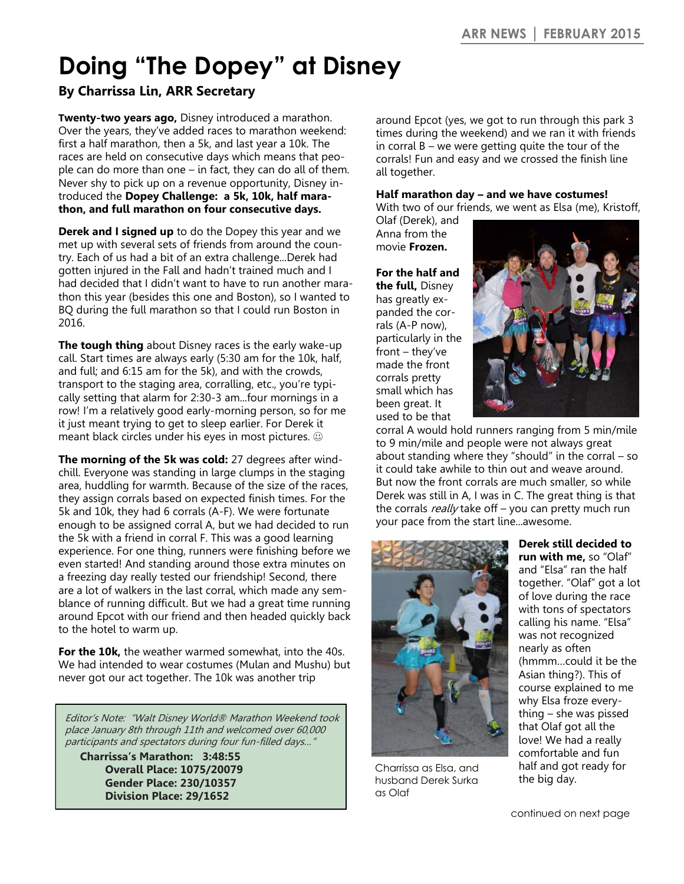# Doing "The Dopey" at Disney

### By Charrissa Lin, ARR Secretary

**Twenty-two years ago,** Disney introduced a marathon. Over the years, they've added races to marathon weekend: first a half marathon, then a 5k, and last year a 10k. The races are held on consecutive days which means that people can do more than one – in fact, they can do all of them. Never shy to pick up on a revenue opportunity, Disney introduced the **Dopey Challenge: a 5k, 10k, half marathon, and full marathon on four consecutive days.**

**Derek and I signed up** to do the Dopey this year and we met up with several sets of friends from around the country. Each of us had a bit of an extra challenge...Derek had gotten injured in the Fall and hadn't trained much and I had decided that I didn't want to have to run another marathon this year (besides this one and Boston), so I wanted to BQ during the full marathon so that I could run Boston in 2016.

**The tough thing** about Disney races is the early wake-up call. Start times are always early (5:30 am for the 10k, half, and full; and 6:15 am for the 5k), and with the crowds, transport to the staging area, corralling, etc., you're typically setting that alarm for 2:30-3 am...four mornings in a row! I'm a relatively good early-morning person, so for me it just meant trying to get to sleep earlier. For Derek it meant black circles under his eyes in most pictures. ☺

**The morning of the 5k was cold:** 27 degrees after windchill. Everyone was standing in large clumps in the staging area, huddling for warmth. Because of the size of the races, they assign corrals based on expected finish times. For the 5k and 10k, they had 6 corrals (A-F). We were fortunate enough to be assigned corral A, but we had decided to run the 5k with a friend in corral F. This was a good learning experience. For one thing, runners were finishing before we even started! And standing around those extra minutes on a freezing day really tested our friendship! Second, there are a lot of walkers in the last corral, which made any semblance of running difficult. But we had a great time running around Epcot with our friend and then headed quickly back to the hotel to warm up.

**For the 10k,** the weather warmed somewhat, into the 40s. We had intended to wear costumes (Mulan and Mushu) but never got our act together. The 10k was another trip around Epcot (yes, we got to run through this park 3 times during the weekend) and we ran it with friends in corral B – we were getting quite the tour of the corrals! Fun and easy and we crossed the finish line all together.

**Half marathon day – and we have costumes!**
With two of our friends, we went as Elsa (me), Kristoff, Olaf (Derek), and Anna from the movie **Frozen.**

**For the half and the full,** Disney has greatly expanded the corrals (A-P now), particularly in the front – they've made the front corrals pretty small which has been great. It used to be that corral A would hold runners ranging from 5 min/mile to 9 min/mile and people were not always great about standing where they "should" in the corral – so it could take awhile to thin out and weave around. But now the front corrals are much smaller, so while Derek was still in A, I was in C. The great thing is that the corrals *really* take off – you can pretty much run your pace from the start line...awesome.

**Derek still decided to run with me,** so "Olaf" and "Elsa" ran the half together. "Olaf" got a lot of love during the race with tons of spectators calling his name. "Elsa" was not recognized nearly as often (hmmm...could it be the Asian thing?). This of course explained to me why Elsa froze everything – she was pissed that Olaf got all the love! We had a really comfortable and fun half and got ready for the big day.

Charrissa as Elsa, and husband Derek Surka as Olaf

> *Editor's Note: "Walt Disney World® Marathon Weekend took place January 8th through 11th and welcomed over 60,000 participants and spectators during four fun-filled days..."*
>
> **Charrissa's Marathon: 3:48:55**
> **Overall Place: 1075/20079**
> **Gender Place: 230/10357**
> **Division Place: 29/1652**

continued on next page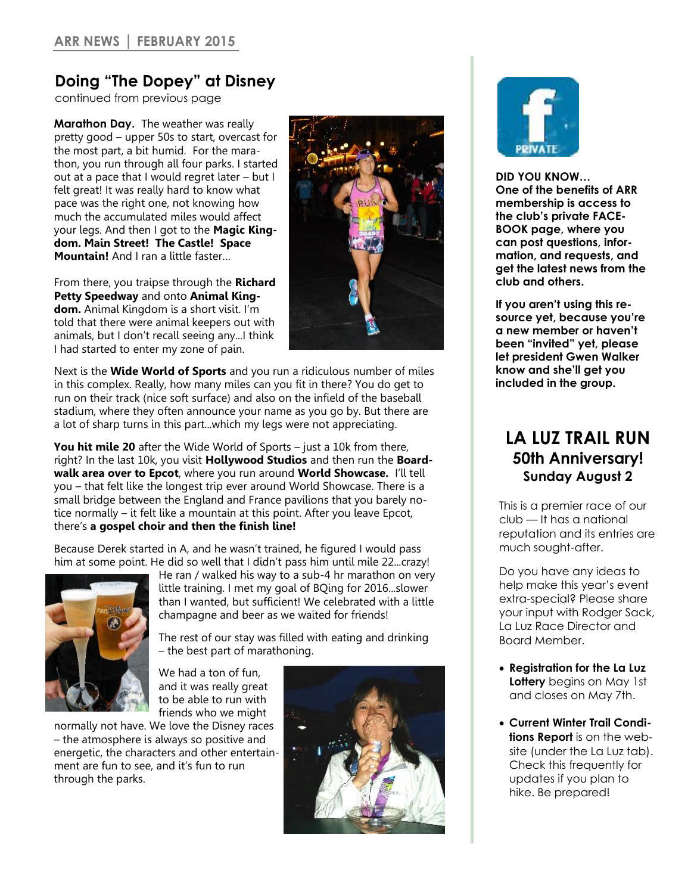## Doing “The Dopey” at Disney

continued from previous page

**Marathon Day.** The weather was really pretty good – upper 50s to start, overcast for the most part, a bit humid. For the marathon, you run through all four parks. I started out at a pace that I would regret later – but I felt great! It was really hard to know what pace was the right one, not knowing how much the accumulated miles would affect your legs. And then I got to the **Magic Kingdom. Main Street! The Castle! Space Mountain!** And I ran a little faster…

From there, you traipse through the **Richard Petty Speedway** and onto **Animal Kingdom.** Animal Kingdom is a short visit. I'm told that there were animal keepers out with animals, but I don't recall seeing any…I think I had started to enter my zone of pain.

Next is the **Wide World of Sports** and you run a ridiculous number of miles in this complex. Really, how many miles can you fit in there? You do get to run on their track (nice soft surface) and also on the infield of the baseball stadium, where they often announce your name as you go by. But there are a lot of sharp turns in this part…which my legs were not appreciating.

**You hit mile 20** after the Wide World of Sports – just a 10k from there, right? In the last 10k, you visit **Hollywood Studios** and then run the **Boardwalk area over to Epcot**, where you run around **World Showcase.** I'll tell you – that felt like the longest trip ever around World Showcase. There is a small bridge between the England and France pavilions that you barely notice normally – it felt like a mountain at this point. After you leave Epcot, there's **a gospel choir and then the finish line!**

Because Derek started in A, and he wasn't trained, he figured I would pass him at some point. He did so well that I didn't pass him until mile 22…crazy! He ran / walked his way to a sub-4 hr marathon on very little training. I met my goal of BQing for 2016…slower than I wanted, but sufficient! We celebrated with a little champagne and beer as we waited for friends!

The rest of our stay was filled with eating and drinking – the best part of marathoning.

We had a ton of fun, and it was really great to be able to run with friends who we might normally not have. We love the Disney races – the atmosphere is always so positive and energetic, the characters and other entertainment are fun to see, and it's fun to run through the parks.

**DID YOU KNOW… One of the benefits of ARR membership is access to the club's private FACEBOOK page, where you can post questions, information, and requests, and get the latest news from the club and others.**

**If you aren't using this resource yet, because you're a new member or haven't been "invited" yet, please let president Gwen Walker know and she'll get you included in the group.**

## LA LUZ TRAIL RUN
### 50th Anniversary!
### Sunday August 2

This is a premier race of our club — It has a national reputation and its entries are much sought-after.

Do you have any ideas to help make this year's event extra-special? Please share your input with Rodger Sack, La Luz Race Director and Board Member.

- **Registration for the La Luz Lottery** begins on May 1st and closes on May 7th.
- **Current Winter Trail Conditions Report** is on the website (under the La Luz tab). Check this frequently for updates if you plan to hike. Be prepared!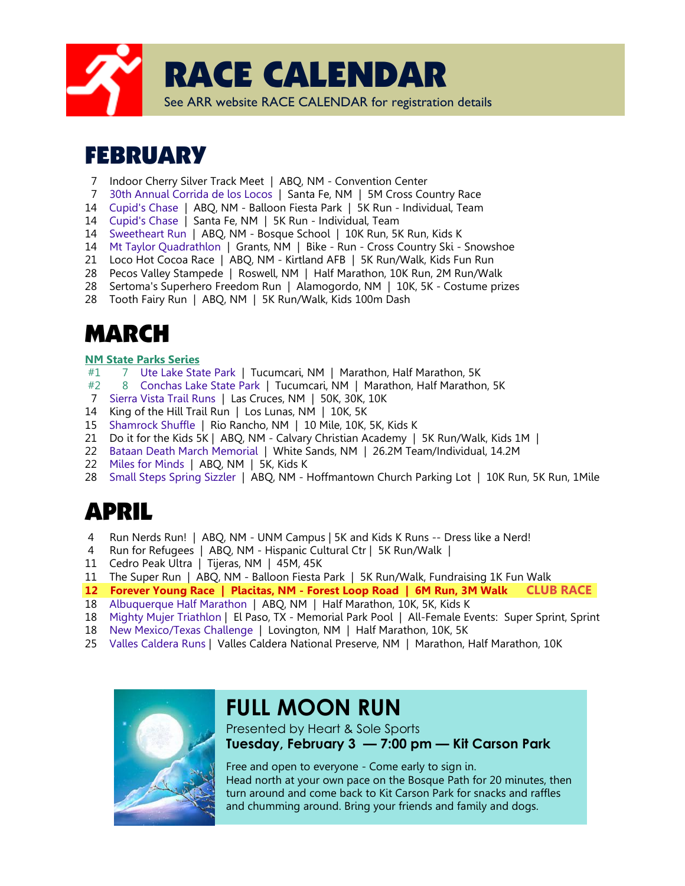# RACE CALENDAR

See ARR website RACE CALENDAR for registration details

## FEBRUARY

7 Indoor Cherry Silver Track Meet | ABQ, NM - Convention Center
7 30th Annual Corrida de los Locos | Santa Fe, NM | 5M Cross Country Race
14 Cupid's Chase | ABQ, NM - Balloon Fiesta Park | 5K Run - Individual, Team
14 Cupid's Chase | Santa Fe, NM | 5K Run - Individual, Team
14 Sweetheart Run | ABQ, NM - Bosque School | 10K Run, 5K Run, Kids K
14 Mt Taylor Quadrathlon | Grants, NM | Bike - Run - Cross Country Ski - Snowshoe
21 Loco Hot Cocoa Race | ABQ, NM - Kirtland AFB | 5K Run/Walk, Kids Fun Run
28 Pecos Valley Stampede | Roswell, NM | Half Marathon, 10K Run, 2M Run/Walk
28 Sertoma's Superhero Freedom Run | Alamogordo, NM | 10K, 5K - Costume prizes
28 Tooth Fairy Run | ABQ, NM | 5K Run/Walk, Kids 100m Dash

## MARCH

**NM State Parks Series**
#1 7 Ute Lake State Park | Tucumcari, NM | Marathon, Half Marathon, 5K
#2 8 Conchas Lake State Park | Tucumcari, NM | Marathon, Half Marathon, 5K
7 Sierra Vista Trail Runs | Las Cruces, NM | 50K, 30K, 10K
14 King of the Hill Trail Run | Los Lunas, NM | 10K, 5K
15 Shamrock Shuffle | Rio Rancho, NM | 10 Mile, 10K, 5K, Kids K
21 Do it for the Kids 5K | ABQ, NM - Calvary Christian Academy | 5K Run/Walk, Kids 1M |
22 Bataan Death March Memorial | White Sands, NM | 26.2M Team/Individual, 14.2M
22 Miles for Minds | ABQ, NM | 5K, Kids K
28 Small Steps Spring Sizzler | ABQ, NM - Hoffmantown Church Parking Lot | 10K Run, 5K Run, 1Mile

## APRIL

4 Run Nerds Run! | ABQ, NM - UNM Campus | 5K and Kids K Runs -- Dress like a Nerd!
4 Run for Refugees | ABQ, NM - Hispanic Cultural Ctr | 5K Run/Walk |
11 Cedro Peak Ultra | Tijeras, NM | 45M, 45K
11 The Super Run | ABQ, NM - Balloon Fiesta Park | 5K Run/Walk, Fundraising 1K Fun Walk
**12 Forever Young Race | Placitas, NM - Forest Loop Road | 6M Run, 3M Walk CLUB RACE**
18 Albuquerque Half Marathon | ABQ, NM | Half Marathon, 10K, 5K, Kids K
18 Mighty Mujer Triathlon | El Paso, TX - Memorial Park Pool | All-Female Events: Super Sprint, Sprint
18 New Mexico/Texas Challenge | Lovington, NM | Half Marathon, 10K, 5K
25 Valles Caldera Runs | Valles Caldera National Preserve, NM | Marathon, Half Marathon, 10K

## FULL MOON RUN

Presented by Heart & Sole Sports

**Tuesday, February 3 — 7:00 pm — Kit Carson Park**

Free and open to everyone - Come early to sign in.
Head north at your own pace on the Bosque Path for 20 minutes, then turn around and come back to Kit Carson Park for snacks and raffles and chumming around. Bring your friends and family and dogs.